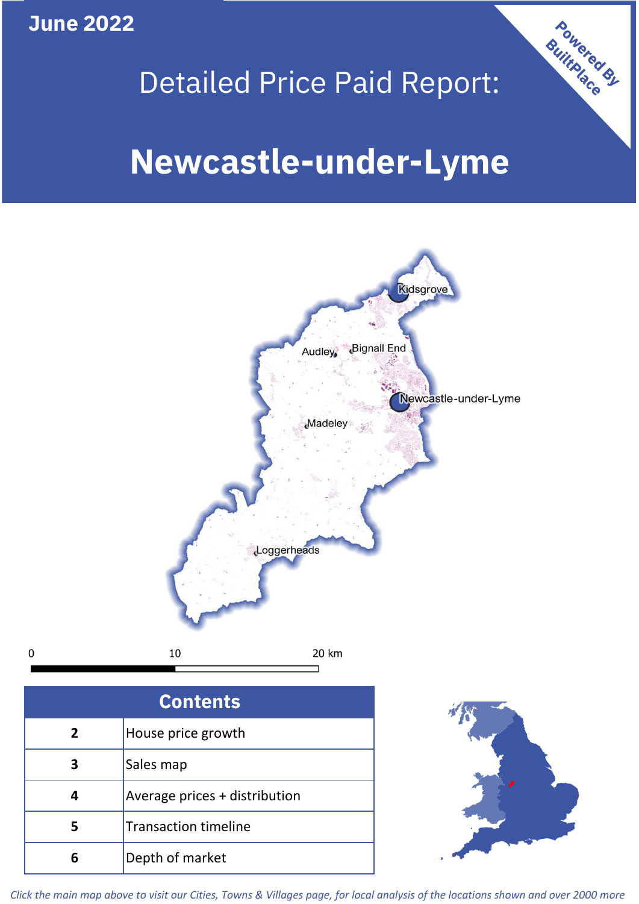June 2022

# Detailed Price Paid Report:

# Newcastle-under-Lyme

Powered By BuiltPlace

Kidsgrove

Audley

Bignall End

Newcastle-under-Lyme

Madeley

Loggerheads

0 10 20 km

| Contents | |
|---|---|
| 2 | House price growth |
| 3 | Sales map |
| 4 | Average prices + distribution |
| 5 | Transaction timeline |
| 6 | Depth of market |

*Click the main map above to visit our Cities, Towns & Villages page, for local analysis of the locations shown and over 2000 more*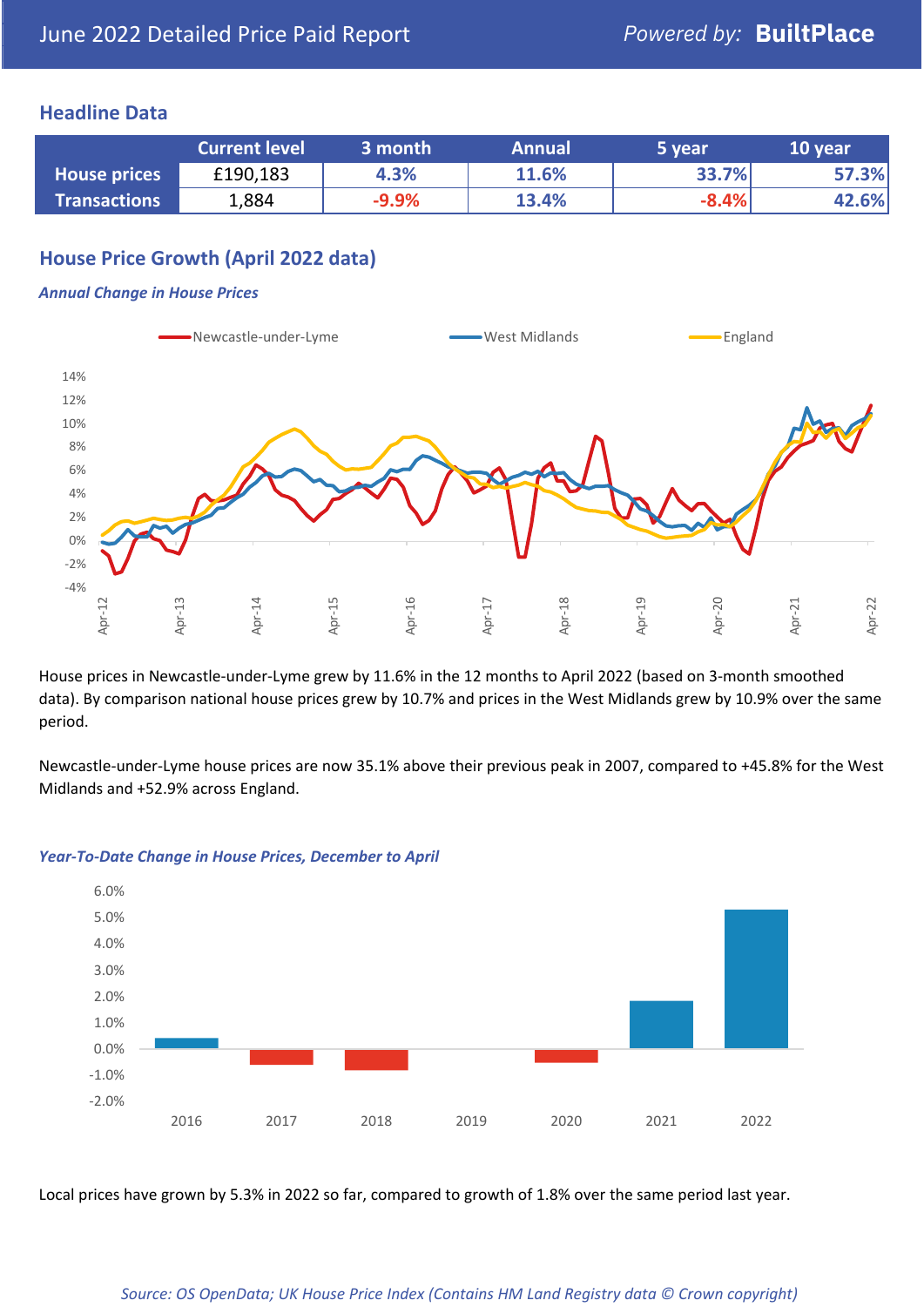June 2022 Detailed Price Paid Report

*Powered by:* **BuiltPlace**

## Headline Data

| | Current level | 3 month | Annual | 5 year | 10 year |
|---|---|---|---|---|---|
| **House prices** | £190,183 | 4.3% | 11.6% | 33.7% | 57.3% |
| **Transactions** | 1,884 | -9.9% | 13.4% | -8.4% | 42.6% |

## House Price Growth (April 2022 data)

### *Annual Change in House Prices*

House prices in Newcastle-under-Lyme grew by 11.6% in the 12 months to April 2022 (based on 3-month smoothed data). By comparison national house prices grew by 10.7% and prices in the West Midlands grew by 10.9% over the same period.

Newcastle-under-Lyme house prices are now 35.1% above their previous peak in 2007, compared to +45.8% for the West Midlands and +52.9% across England.

### *Year-To-Date Change in House Prices, December to April*

Local prices have grown by 5.3% in 2022 so far, compared to growth of 1.8% over the same period last year.

*Source: OS OpenData; UK House Price Index (Contains HM Land Registry data © Crown copyright)*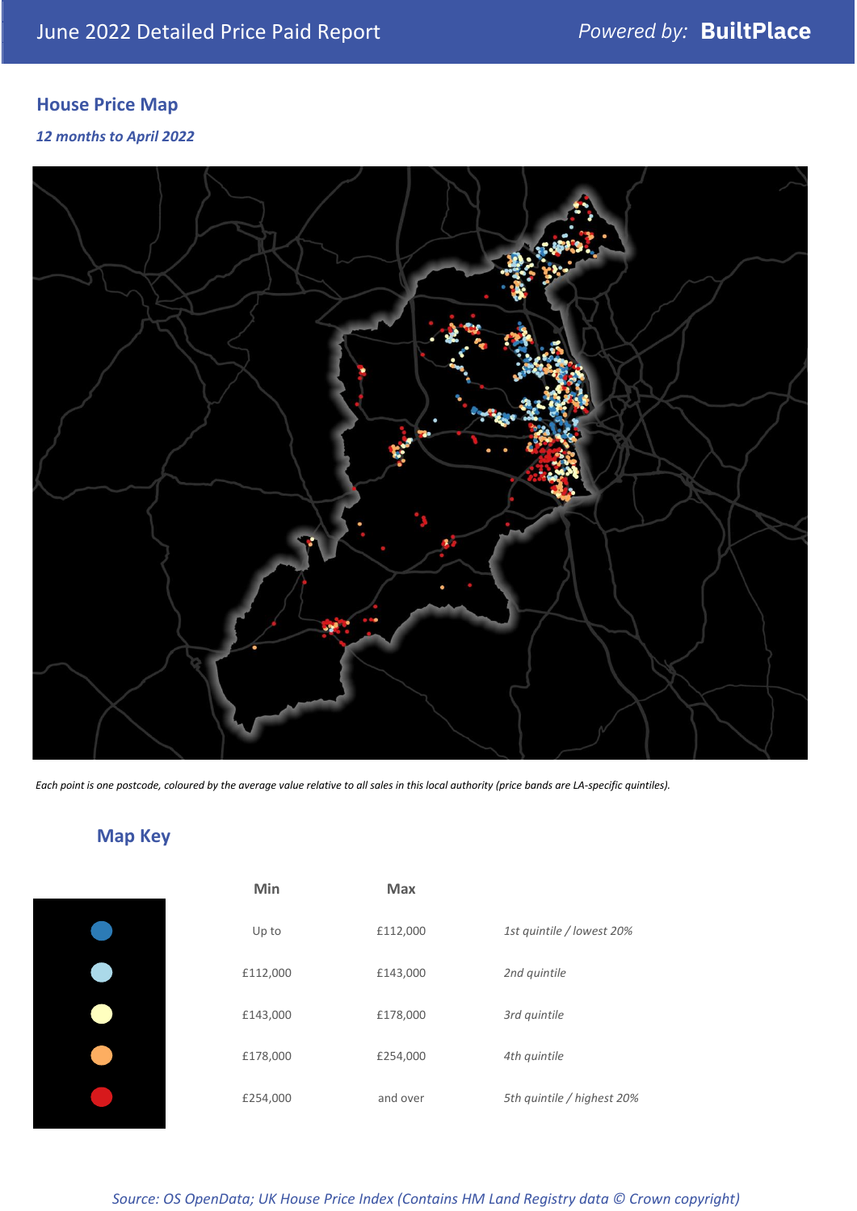June 2022 Detailed Price Paid Report

Powered by: **BuiltPlace**

## House Price Map

*12 months to April 2022*

*Each point is one postcode, coloured by the average value relative to all sales in this local authority (price bands are LA-specific quintiles).*

## Map Key

| | Min | Max | |
|---|---|---|---|
| | Up to | £112,000 | *1st quintile / lowest 20%* |
| | £112,000 | £143,000 | *2nd quintile* |
| | £143,000 | £178,000 | *3rd quintile* |
| | £178,000 | £254,000 | *4th quintile* |
| | £254,000 | and over | *5th quintile / highest 20%* |

*Source: OS OpenData; UK House Price Index (Contains HM Land Registry data © Crown copyright)*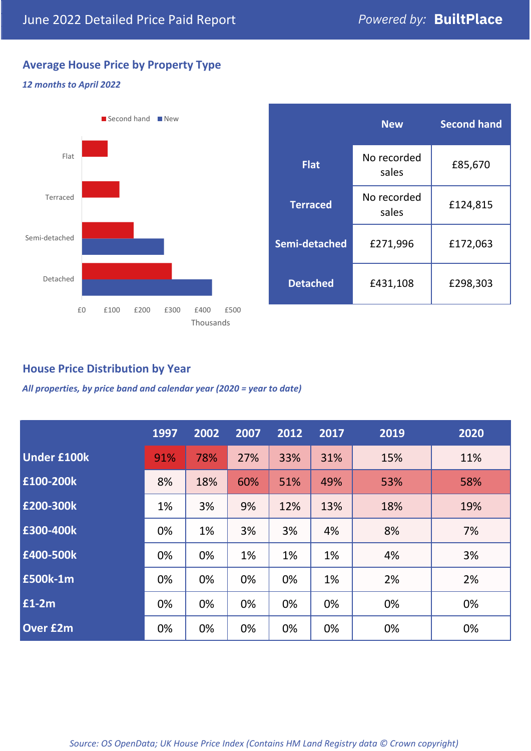# June 2022 Detailed Price Paid Report

Powered by: **BuiltPlace**

## Average House Price by Property Type

*12 months to April 2022*

Second hand | New

Flat

Terraced

Semi-detached

Detached

£0 £100 £200 £300 £400 £500

Thousands

| | New | Second hand |
|---|---|---|
| **Flat** | No recorded sales | £85,670 |
| **Terraced** | No recorded sales | £124,815 |
| **Semi-detached** | £271,996 | £172,063 |
| **Detached** | £431,108 | £298,303 |

## House Price Distribution by Year

*All properties, by price band and calendar year (2020 = year to date)*

| | 1997 | 2002 | 2007 | 2012 | 2017 | 2019 | 2020 |
|---|---|---|---|---|---|---|---|
| **Under £100k** | 91% | 78% | 27% | 33% | 31% | 15% | 11% |
| **£100-200k** | 8% | 18% | 60% | 51% | 49% | 53% | 58% |
| **£200-300k** | 1% | 3% | 9% | 12% | 13% | 18% | 19% |
| **£300-400k** | 0% | 1% | 3% | 3% | 4% | 8% | 7% |
| **£400-500k** | 0% | 0% | 1% | 1% | 1% | 4% | 3% |
| **£500k-1m** | 0% | 0% | 0% | 0% | 1% | 2% | 2% |
| **£1-2m** | 0% | 0% | 0% | 0% | 0% | 0% | 0% |
| **Over £2m** | 0% | 0% | 0% | 0% | 0% | 0% | 0% |

*Source: OS OpenData; UK House Price Index (Contains HM Land Registry data © Crown copyright)*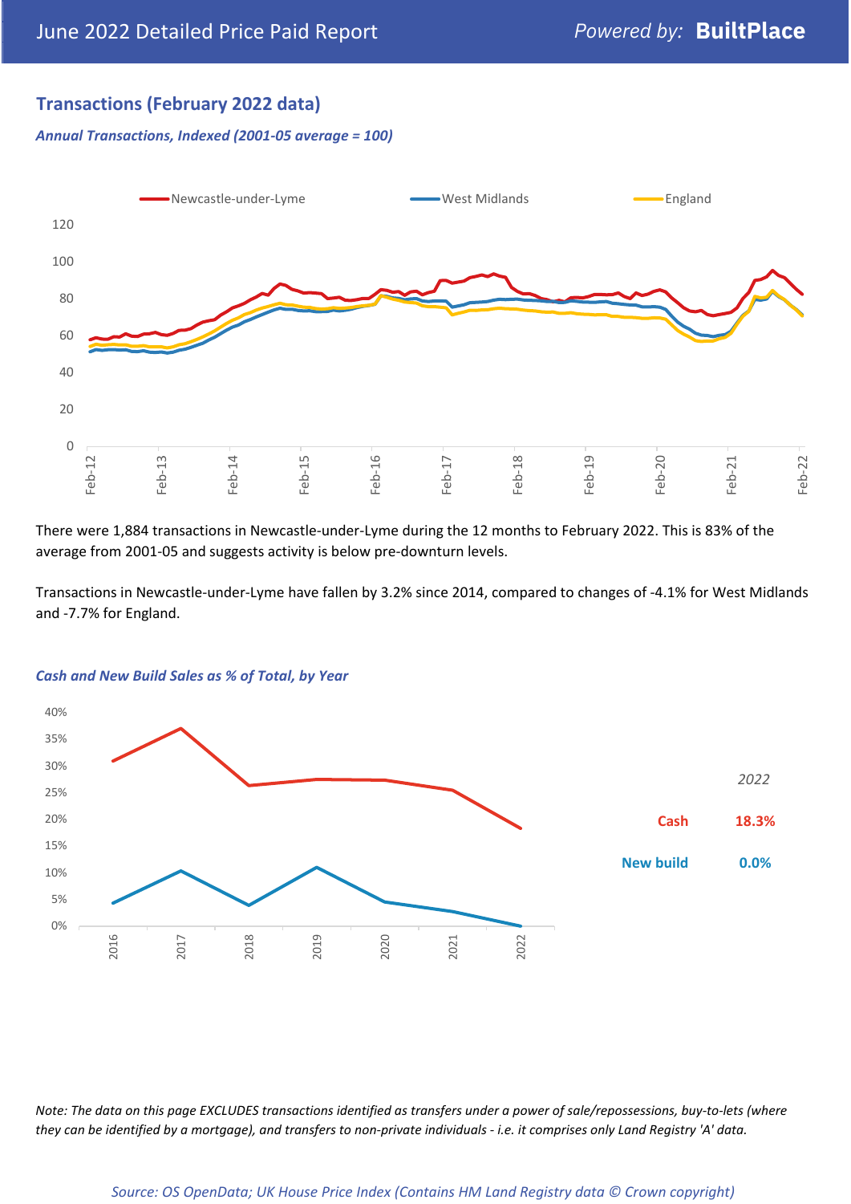## Transactions (February 2022 data)

*Annual Transactions, Indexed (2001-05 average = 100)*

There were 1,884 transactions in Newcastle-under-Lyme during the 12 months to February 2022. This is 83% of the average from 2001-05 and suggests activity is below pre-downturn levels.

Transactions in Newcastle-under-Lyme have fallen by 3.2% since 2014, compared to changes of -4.1% for West Midlands and -7.7% for England.

*Cash and New Build Sales as % of Total, by Year*

| 2022 | |
|---|---|
| Cash | 18.3% |
| New build | 0.0% |

*Note: The data on this page EXCLUDES transactions identified as transfers under a power of sale/repossessions, buy-to-lets (where they can be identified by a mortgage), and transfers to non-private individuals - i.e. it comprises only Land Registry 'A' data.*

*Source: OS OpenData; UK House Price Index (Contains HM Land Registry data © Crown copyright)*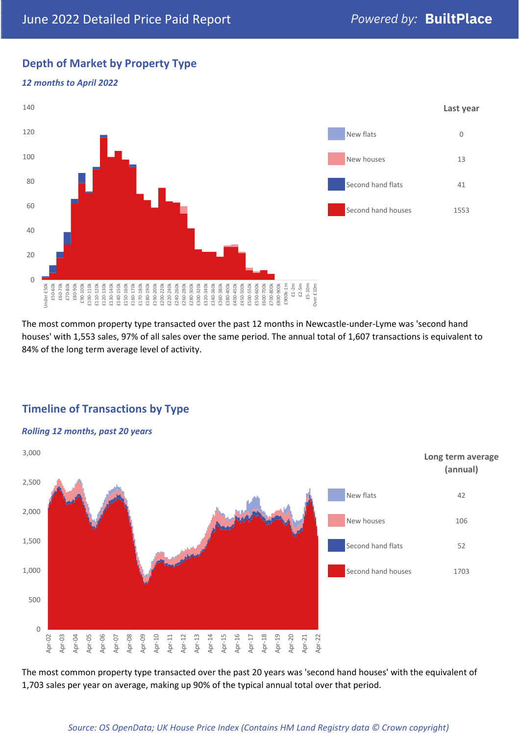June 2022 Detailed Price Paid Report

Powered by: **BuiltPlace**

## Depth of Market by Property Type

*12 months to April 2022*

140
120
100
80
60
40
20
0

Under £50k, £50-60k, £60-70k, £70-80k, £80-90k, £90-100k, £100-110k, £110-120k, £120-130k, £130-140k, £140-150k, £150-160k, £160-170k, £170-180k, £180-190k, £190-200k, £200-220k, £220-240k, £240-260k, £260-280k, £280-300k, £300-320k, £320-340k, £340-360k, £360-380k, £380-400k, £400-450k, £450-500k, £500-550k, £550-600k, £600-700k, £700-800k, £800-900k, £900k-1m, £1-2m, £2-5m, £5-10m, Over £10m

Last year

New flats 0
New houses 13
Second hand flats 41
Second hand houses 1553

The most common property type transacted over the past 12 months in Newcastle-under-Lyme was 'second hand houses' with 1,553 sales, 97% of all sales over the same period. The annual total of 1,607 transactions is equivalent to 84% of the long term average level of activity.

## Timeline of Transactions by Type

*Rolling 12 months, past 20 years*

3,000
2,500
2,000
1,500
1,000
500
0

Apr-02, Apr-03, Apr-04, Apr-05, Apr-06, Apr-07, Apr-08, Apr-09, Apr-10, Apr-11, Apr-12, Apr-13, Apr-14, Apr-15, Apr-16, Apr-17, Apr-18, Apr-19, Apr-20, Apr-21, Apr-22

Long term average (annual)

New flats 42
New houses 106
Second hand flats 52
Second hand houses 1703

The most common property type transacted over the past 20 years was 'second hand houses' with the equivalent of 1,703 sales per year on average, making up 90% of the typical annual total over that period.

*Source: OS OpenData; UK House Price Index (Contains HM Land Registry data © Crown copyright)*